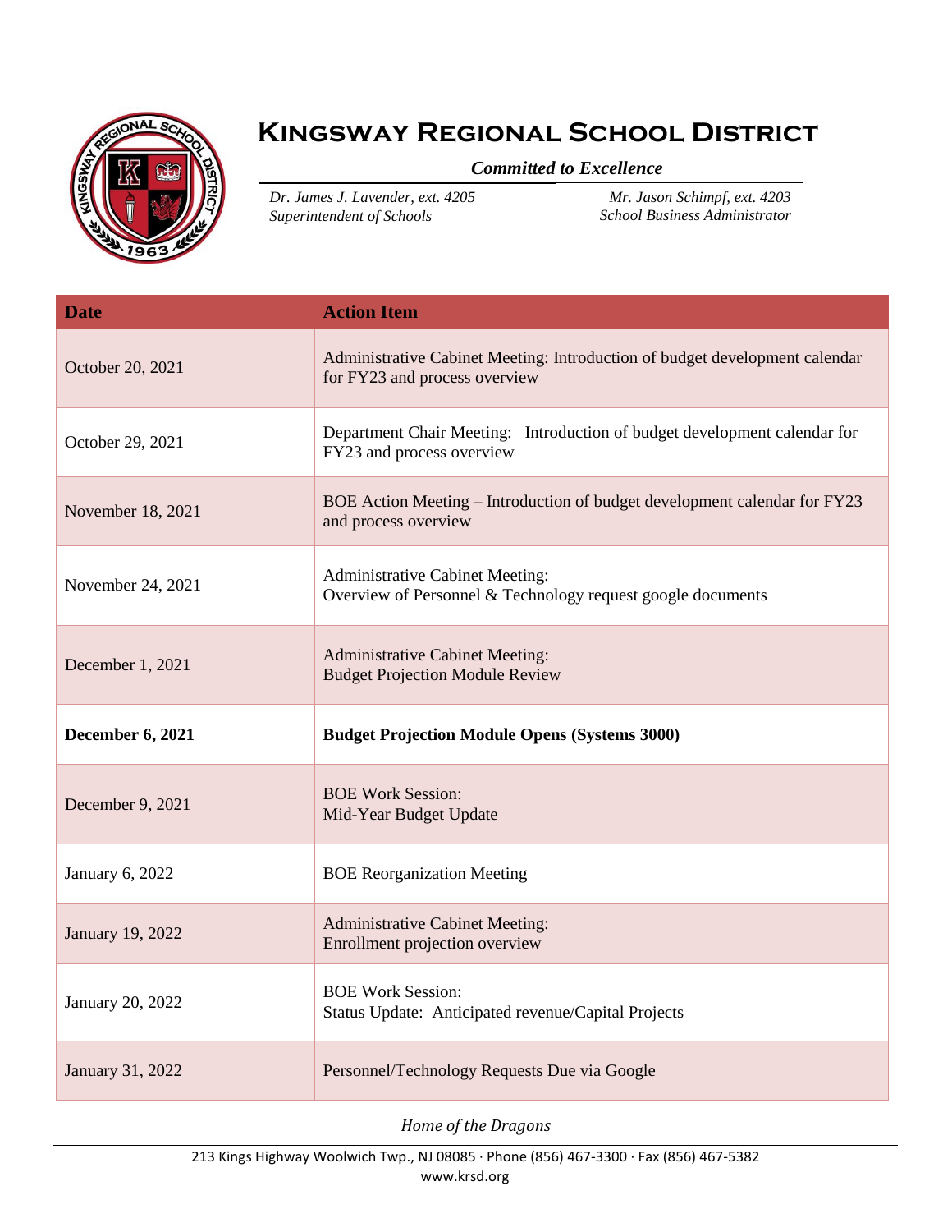# Kingsway Regional School District

***Committed to Excellence***

*Dr. James J. Lavender, ext. 4205*
*Superintendent of Schools*

*Mr. Jason Schimpf, ext. 4203*
*School Business Administrator*

| Date | Action Item |
|---|---|
| October 20, 2021 | Administrative Cabinet Meeting: Introduction of budget development calendar for FY23 and process overview |
| October 29, 2021 | Department Chair Meeting: Introduction of budget development calendar for FY23 and process overview |
| November 18, 2021 | BOE Action Meeting – Introduction of budget development calendar for FY23 and process overview |
| November 24, 2021 | Administrative Cabinet Meeting:<br>Overview of Personnel & Technology request google documents |
| December 1, 2021 | Administrative Cabinet Meeting:<br>Budget Projection Module Review |
| **December 6, 2021** | **Budget Projection Module Opens (Systems 3000)** |
| December 9, 2021 | BOE Work Session:<br>Mid-Year Budget Update |
| January 6, 2022 | BOE Reorganization Meeting |
| January 19, 2022 | Administrative Cabinet Meeting:<br>Enrollment projection overview |
| January 20, 2022 | BOE Work Session:<br>Status Update: Anticipated revenue/Capital Projects |
| January 31, 2022 | Personnel/Technology Requests Due via Google |

*Home of the Dragons*

213 Kings Highway Woolwich Twp., NJ 08085 · Phone (856) 467-3300 · Fax (856) 467-5382
www.krsd.org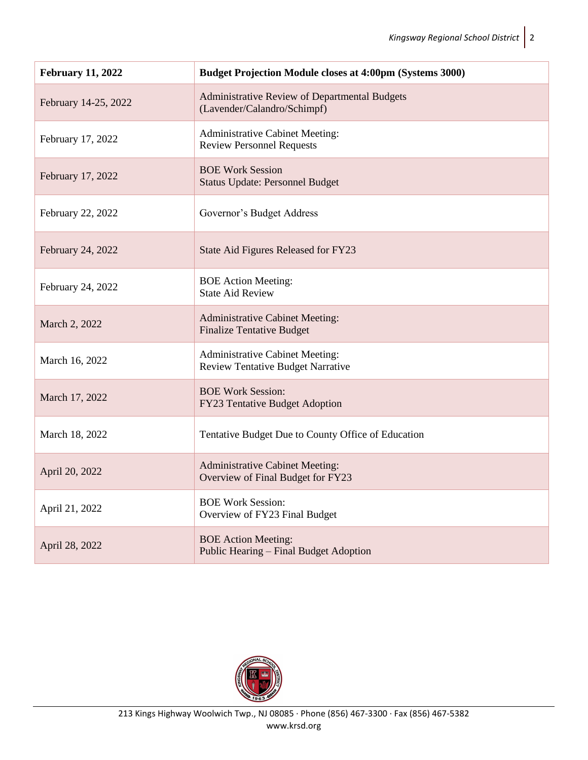| **February 11, 2022** | **Budget Projection Module closes at 4:00pm (Systems 3000)** |
|---|---|
| February 14-25, 2022 | Administrative Review of Departmental Budgets (Lavender/Calandro/Schimpf) |
| February 17, 2022 | Administrative Cabinet Meeting: Review Personnel Requests |
| February 17, 2022 | BOE Work Session Status Update: Personnel Budget |
| February 22, 2022 | Governor's Budget Address |
| February 24, 2022 | State Aid Figures Released for FY23 |
| February 24, 2022 | BOE Action Meeting: State Aid Review |
| March 2, 2022 | Administrative Cabinet Meeting: Finalize Tentative Budget |
| March 16, 2022 | Administrative Cabinet Meeting: Review Tentative Budget Narrative |
| March 17, 2022 | BOE Work Session: FY23 Tentative Budget Adoption |
| March 18, 2022 | Tentative Budget Due to County Office of Education |
| April 20, 2022 | Administrative Cabinet Meeting: Overview of Final Budget for FY23 |
| April 21, 2022 | BOE Work Session: Overview of FY23 Final Budget |
| April 28, 2022 | BOE Action Meeting: Public Hearing – Final Budget Adoption |

213 Kings Highway Woolwich Twp., NJ 08085 · Phone (856) 467-3300 · Fax (856) 467-5382
www.krsd.org